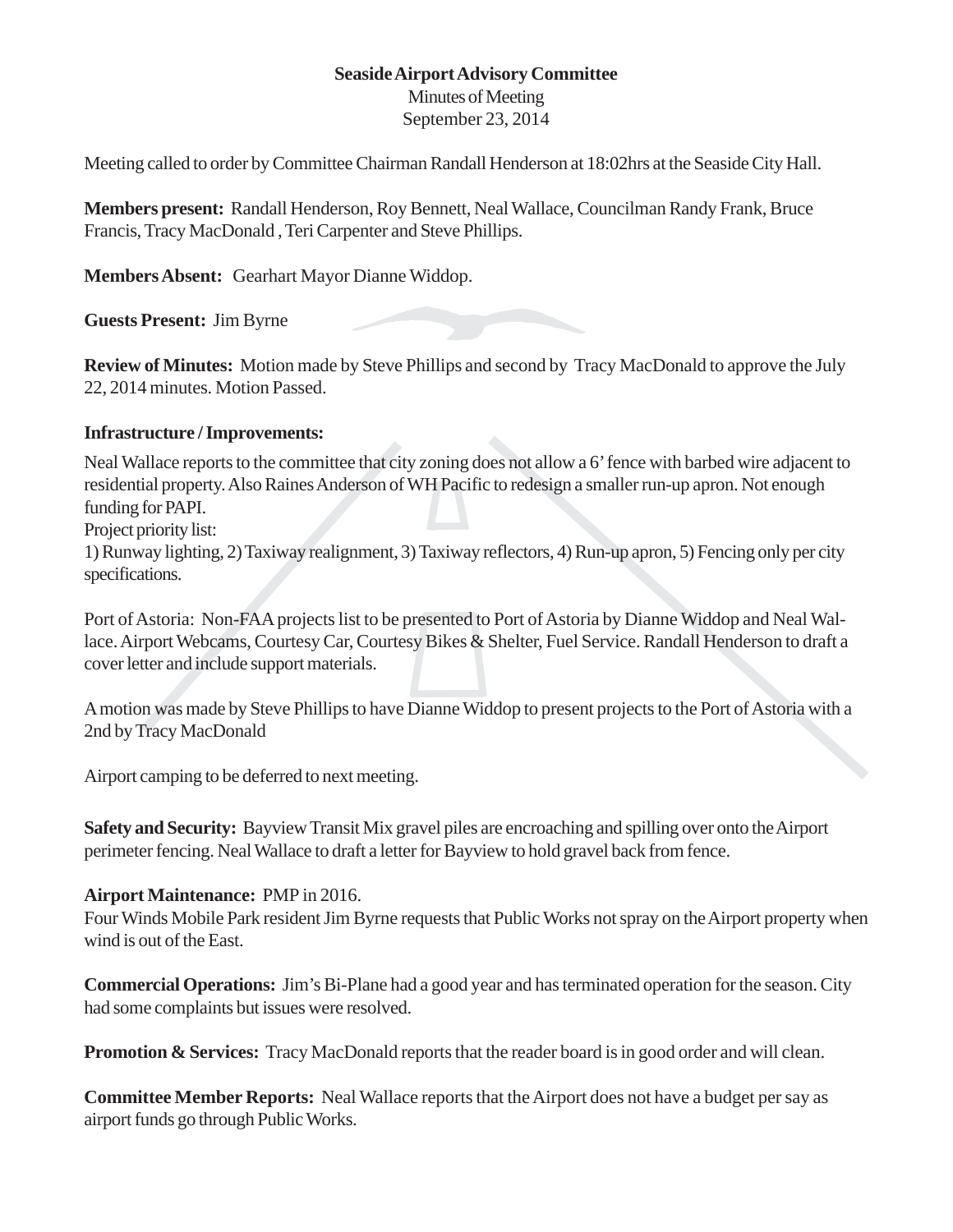**Seaside Airport Advisory Committee**
Minutes of Meeting
September 23, 2014

Meeting called to order by Committee Chairman Randall Henderson at 18:02hrs at the Seaside City Hall.

**Members present:** Randall Henderson, Roy Bennett, Neal Wallace, Councilman Randy Frank, Bruce Francis, Tracy MacDonald , Teri Carpenter and Steve Phillips.

**Members Absent:** Gearhart Mayor Dianne Widdop.

**Guests Present:** Jim Byrne

**Review of Minutes:** Motion made by Steve Phillips and second by Tracy MacDonald to approve the July 22, 2014 minutes. Motion Passed.

**Infrastructure / Improvements:**

Neal Wallace reports to the committee that city zoning does not allow a 6' fence with barbed wire adjacent to residential property. Also Raines Anderson of WH Pacific to redesign a smaller run-up apron. Not enough funding for PAPI.

Project priority list:

1) Runway lighting, 2) Taxiway realignment, 3) Taxiway reflectors, 4) Run-up apron, 5) Fencing only per city specifications.

Port of Astoria: Non-FAA projects list to be presented to Port of Astoria by Dianne Widdop and Neal Wallace. Airport Webcams, Courtesy Car, Courtesy Bikes & Shelter, Fuel Service. Randall Henderson to draft a cover letter and include support materials.

A motion was made by Steve Phillips to have Dianne Widdop to present projects to the Port of Astoria with a 2nd by Tracy MacDonald

Airport camping to be deferred to next meeting.

**Safety and Security:** Bayview Transit Mix gravel piles are encroaching and spilling over onto the Airport perimeter fencing. Neal Wallace to draft a letter for Bayview to hold gravel back from fence.

**Airport Maintenance:** PMP in 2016.

Four Winds Mobile Park resident Jim Byrne requests that Public Works not spray on the Airport property when wind is out of the East.

**Commercial Operations:** Jim's Bi-Plane had a good year and has terminated operation for the season. City had some complaints but issues were resolved.

**Promotion & Services:** Tracy MacDonald reports that the reader board is in good order and will clean.

**Committee Member Reports:** Neal Wallace reports that the Airport does not have a budget per say as airport funds go through Public Works.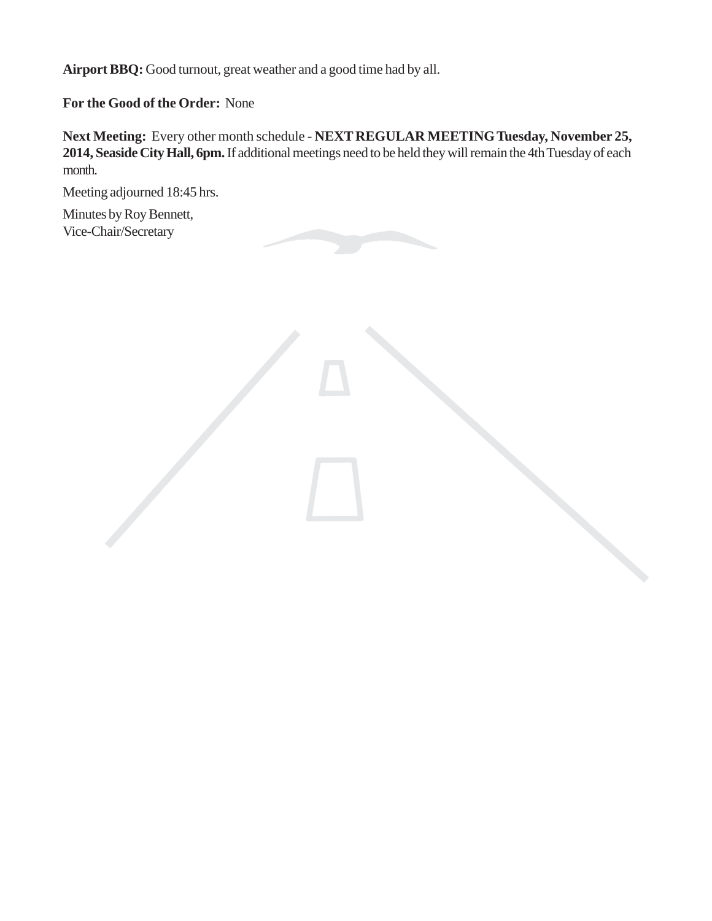**Airport BBQ:** Good turnout, great weather and a good time had by all.

**For the Good of the Order:** None

**Next Meeting:** Every other month schedule - **NEXT REGULAR MEETING Tuesday, November 25, 2014, Seaside City Hall, 6pm.** If additional meetings need to be held they will remain the 4th Tuesday of each month.

Meeting adjourned 18:45 hrs.

Minutes by Roy Bennett,
Vice-Chair/Secretary